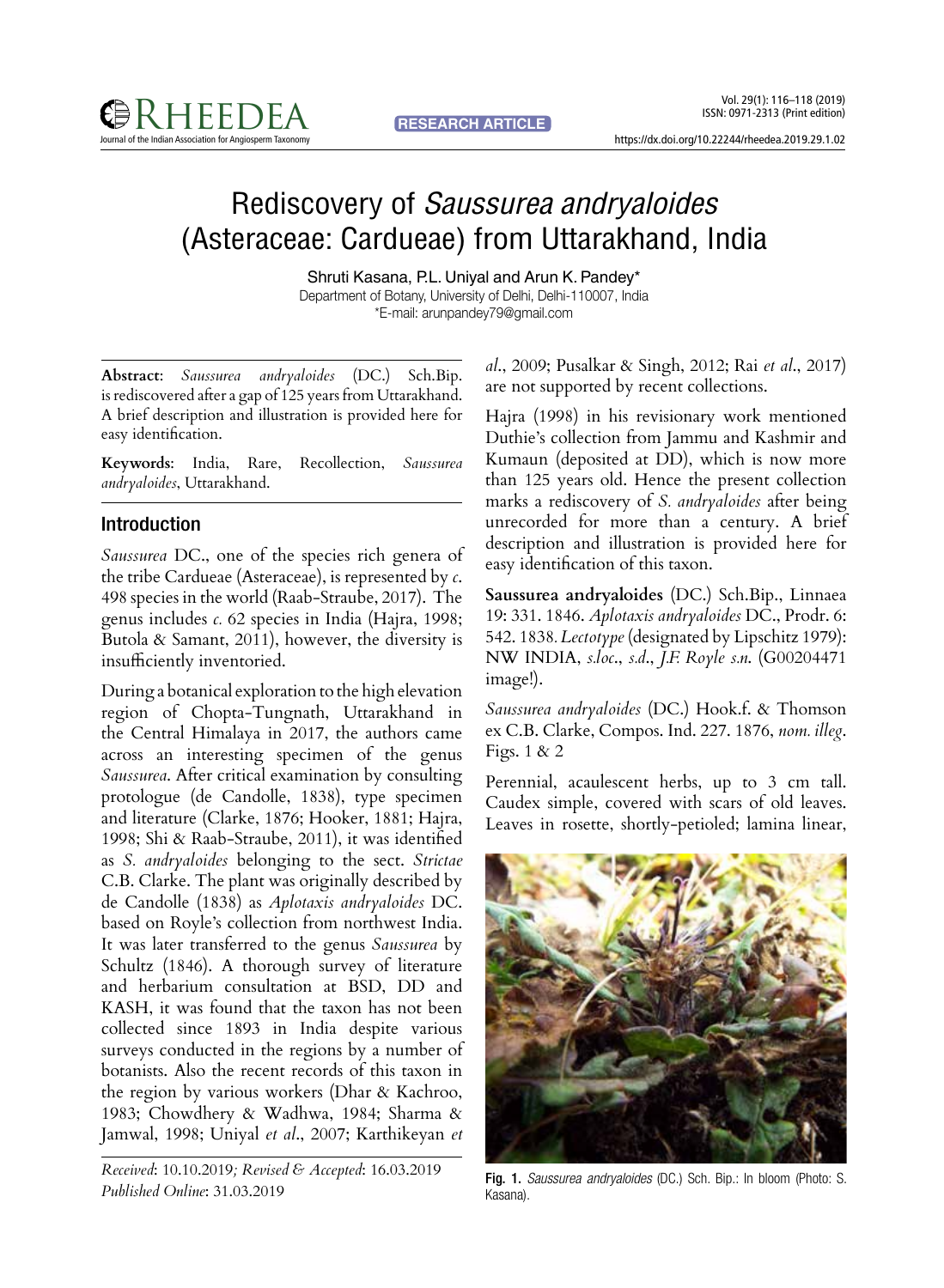RESEARCH ARTICLE

# Rediscovery of *Saussurea andryaloides* (Asteraceae: Cardueae) from Uttarakhand, India

Shruti Kasana, P.L. Uniyal and Arun K. Pandey*

Department of Botany, University of Delhi, Delhi-110007, India

*E-mail: arunpandey79@gmail.com

**Abstract**: *Saussurea andryaloides* (DC.) Sch.Bip. is rediscovered after a gap of 125 years from Uttarakhand. A brief description and illustration is provided here for easy identification.

**Keywords**: India, Rare, Recollection, *Saussurea andryaloides*, Uttarakhand.

## Introduction

*Saussurea* DC., one of the species rich genera of the tribe Cardueae (Asteraceae), is represented by *c.* 498 species in the world (Raab-Straube, 2017). The genus includes *c.* 62 species in India (Hajra, 1998; Butola & Samant, 2011), however, the diversity is insufficiently inventoried.

During a botanical exploration to the high elevation region of Chopta-Tungnath, Uttarakhand in the Central Himalaya in 2017, the authors came across an interesting specimen of the genus *Saussurea*. After critical examination by consulting protologue (de Candolle, 1838), type specimen and literature (Clarke, 1876; Hooker, 1881; Hajra, 1998; Shi & Raab-Straube, 2011), it was identified as *S. andryaloides* belonging to the sect. *Strictae* C.B. Clarke. The plant was originally described by de Candolle (1838) as *Aplotaxis andryaloides* DC. based on Royle's collection from northwest India. It was later transferred to the genus *Saussurea* by Schultz (1846). A thorough survey of literature and herbarium consultation at BSD, DD and KASH, it was found that the taxon has not been collected since 1893 in India despite various surveys conducted in the regions by a number of botanists. Also the recent records of this taxon in the region by various workers (Dhar & Kachroo, 1983; Chowdhery & Wadhwa, 1984; Sharma & Jamwal, 1998; Uniyal *et al*., 2007; Karthikeyan *et al*., 2009; Pusalkar & Singh, 2012; Rai *et al*., 2017) are not supported by recent collections.

Hajra (1998) in his revisionary work mentioned Duthie's collection from Jammu and Kashmir and Kumaun (deposited at DD), which is now more than 125 years old. Hence the present collection marks a rediscovery of *S. andryaloides* after being unrecorded for more than a century. A brief description and illustration is provided here for easy identification of this taxon.

**Saussurea andryaloides** (DC.) Sch.Bip., Linnaea 19: 331. 1846. *Aplotaxis andryaloides* DC., Prodr. 6: 542. 1838. *Lectotype* (designated by Lipschitz 1979): NW INDIA, *s.loc*., *s.d*., *J.F. Royle s.n.* (G00204471 image!).

*Saussurea andryaloides* (DC.) Hook.f. & Thomson ex C.B. Clarke, Compos. Ind. 227. 1876, *nom. illeg*. Figs. 1 & 2

Perennial, acaulescent herbs, up to 3 cm tall. Caudex simple, covered with scars of old leaves. Leaves in rosette, shortly-petioled; lamina linear,

Fig. 1. *Saussurea andryaloides* (DC.) Sch. Bip.: In bloom (Photo: S. Kasana).

*Received*: 10.10.2019; *Revised & Accepted*: 16.03.2019
*Published Online*: 31.03.2019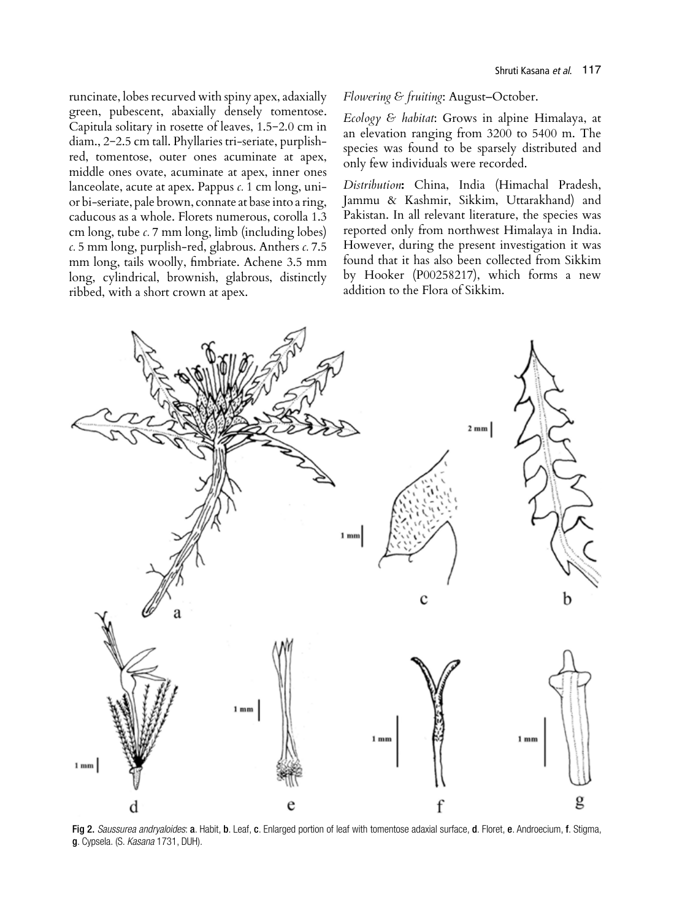runcinate, lobes recurved with spiny apex, adaxially green, pubescent, abaxially densely tomentose. Capitula solitary in rosette of leaves, 1.5–2.0 cm in diam., 2–2.5 cm tall. Phyllaries tri-seriate, purplish-red, tomentose, outer ones acuminate at apex, middle ones ovate, acuminate at apex, inner ones lanceolate, acute at apex. Pappus *c.* 1 cm long, uni- or bi-seriate, pale brown, connate at base into a ring, caducous as a whole. Florets numerous, corolla 1.3 cm long, tube *c.* 7 mm long, limb (including lobes) *c.* 5 mm long, purplish-red, glabrous. Anthers *c.* 7.5 mm long, tails woolly, fimbriate. Achene 3.5 mm long, cylindrical, brownish, glabrous, distinctly ribbed, with a short crown at apex.

*Flowering & fruiting*: August–October.

*Ecology & habitat*: Grows in alpine Himalaya, at an elevation ranging from 3200 to 5400 m. The species was found to be sparsely distributed and only few individuals were recorded.

*Distribution*: China, India (Himachal Pradesh, Jammu & Kashmir, Sikkim, Uttarakhand) and Pakistan. In all relevant literature, the species was reported only from northwest Himalaya in India. However, during the present investigation it was found that it has also been collected from Sikkim by Hooker (P00258217), which forms a new addition to the Flora of Sikkim.

**Fig 2.** *Saussurea andryaloides*: **a**. Habit, **b**. Leaf, **c**. Enlarged portion of leaf with tomentose adaxial surface, **d**. Floret, **e**. Androecium, **f**. Stigma, **g**. Cypsela. (S. *Kasana* 1731, DUH).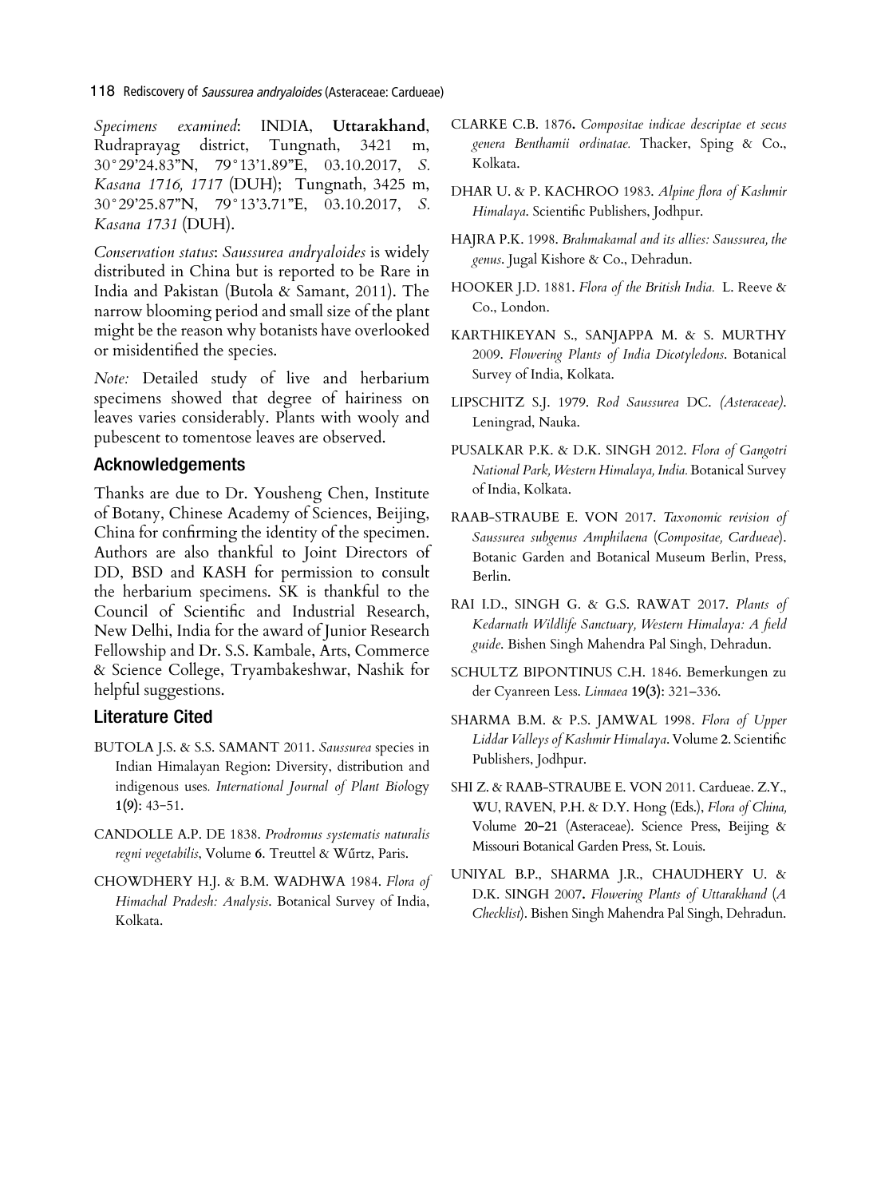*Specimens examined*: INDIA, **Uttarakhand**, Rudraprayag district, Tungnath, 3421 m, 30°29'24.83"N, 79°13'1.89"E, 03.10.2017, *S. Kasana 1716, 1717* (DUH); Tungnath, 3425 m, 30°29'25.87"N, 79°13'3.71"E, 03.10.2017, *S. Kasana 1731* (DUH).

*Conservation status*: *Saussurea andryaloides* is widely distributed in China but is reported to be Rare in India and Pakistan (Butola & Samant, 2011). The narrow blooming period and small size of the plant might be the reason why botanists have overlooked or misidentified the species.

*Note:* Detailed study of live and herbarium specimens showed that degree of hairiness on leaves varies considerably. Plants with wooly and pubescent to tomentose leaves are observed.

## Acknowledgements

Thanks are due to Dr. Yousheng Chen, Institute of Botany, Chinese Academy of Sciences, Beijing, China for confirming the identity of the specimen. Authors are also thankful to Joint Directors of DD, BSD and KASH for permission to consult the herbarium specimens. SK is thankful to the Council of Scientific and Industrial Research, New Delhi, India for the award of Junior Research Fellowship and Dr. S.S. Kambale, Arts, Commerce & Science College, Tryambakeshwar, Nashik for helpful suggestions.

## Literature Cited

BUTOLA J.S. & S.S. SAMANT 2011. *Saussurea* species in Indian Himalayan Region: Diversity, distribution and indigenous uses. *International Journal of Plant Biology* **1(9)**: 43–51.

CANDOLLE A.P. DE 1838. *Prodromus systematis naturalis regni vegetabilis*, Volume **6**. Treuttel & Wűrtz, Paris.

CHOWDHERY H.J. & B.M. WADHWA 1984. *Flora of Himachal Pradesh: Analysis*. Botanical Survey of India, Kolkata.

CLARKE C.B. 1876. *Compositae indicae descriptae et secus genera Benthamii ordinatae.* Thacker, Sping & Co., Kolkata.

DHAR U. & P. KACHROO 1983. *Alpine flora of Kashmir Himalaya*. Scientific Publishers, Jodhpur.

HAJRA P.K. 1998. *Brahmakamal and its allies: Saussurea, the genus*. Jugal Kishore & Co., Dehradun.

HOOKER J.D. 1881. *Flora of the British India.* L. Reeve & Co., London.

KARTHIKEYAN S., SANJAPPA M. & S. MURTHY 2009. *Flowering Plants of India Dicotyledons*. Botanical Survey of India, Kolkata.

LIPSCHITZ S.J. 1979. *Rod Saussurea* DC. *(Asteraceae)*. Leningrad, Nauka.

PUSALKAR P.K. & D.K. SINGH 2012. *Flora of Gangotri National Park, Western Himalaya, India.* Botanical Survey of India, Kolkata.

RAAB-STRAUBE E. VON 2017. *Taxonomic revision of Saussurea subgenus Amphilaena* (*Compositae, Cardueae*). Botanic Garden and Botanical Museum Berlin, Press, Berlin.

RAI I.D., SINGH G. & G.S. RAWAT 2017. *Plants of Kedarnath Wildlife Sanctuary, Western Himalaya: A field guide*. Bishen Singh Mahendra Pal Singh, Dehradun.

SCHULTZ BIPONTINUS C.H. 1846. Bemerkungen zu der Cyanreen Less. *Linnaea* **19(3)**: 321–336.

SHARMA B.M. & P.S. JAMWAL 1998. *Flora of Upper Liddar Valleys of Kashmir Himalaya*. Volume **2**. Scientific Publishers, Jodhpur.

SHI Z. & RAAB-STRAUBE E. VON 2011. Cardueae. Z.Y., WU, RAVEN, P.H. & D.Y. Hong (Eds.), *Flora of China,* Volume **20–21** (Asteraceae). Science Press, Beijing & Missouri Botanical Garden Press, St. Louis.

UNIYAL B.P., SHARMA J.R., CHAUDHERY U. & D.K. SINGH 2007. *Flowering Plants of Uttarakhand* (*A Checklist*). Bishen Singh Mahendra Pal Singh, Dehradun.